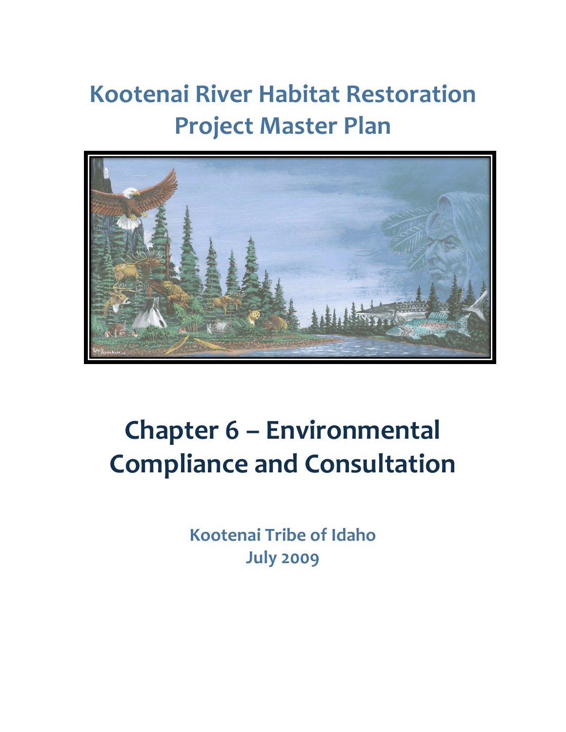# Kootenai River Habitat Restoration Project Master Plan

# Chapter 6 – Environmental Compliance and Consultation

**Kootenai Tribe of Idaho**
**July 2009**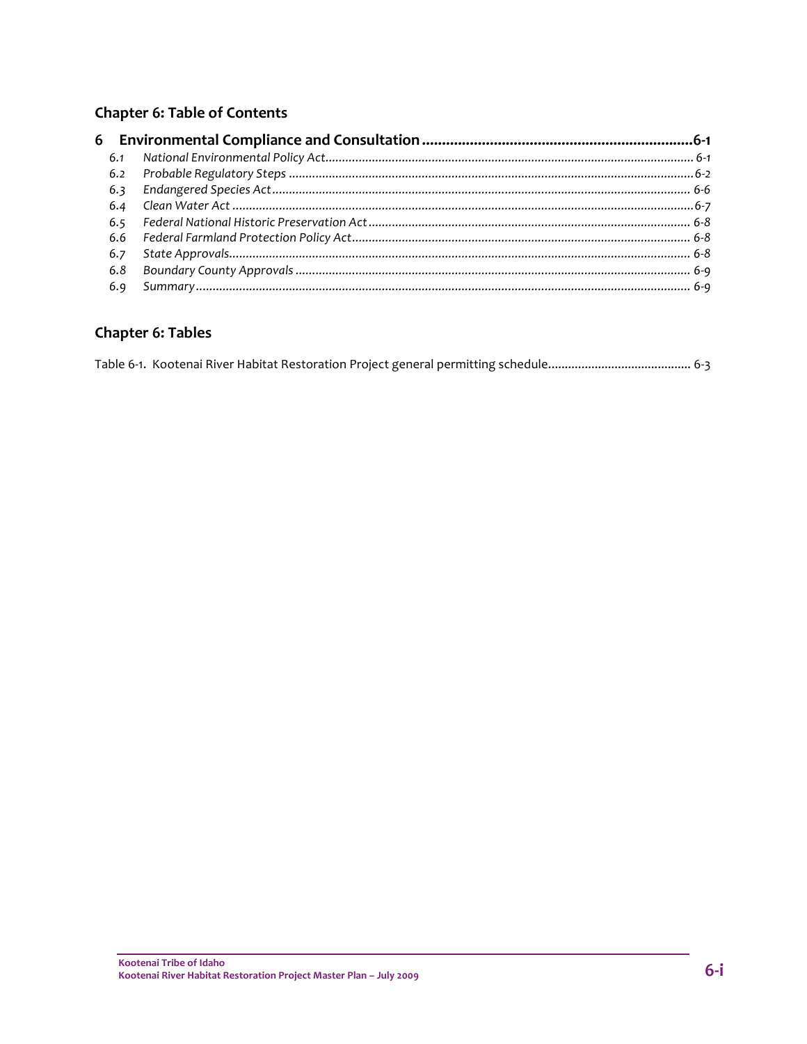## Chapter 6: Table of Contents

**6 Environmental Compliance and Consultation ....................................................................6-1**

- *6.1 National Environmental Policy Act............................................................................................ 6-1*
- *6.2 Probable Regulatory Steps ..........................................................................................................6-2*
- *6.3 Endangered Species Act............................................................................................................ 6-6*
- *6.4 Clean Water Act ...........................................................................................................................6-7*
- *6.5 Federal National Historic Preservation Act............................................................................... 6-8*
- *6.6 Federal Farmland Protection Policy Act.................................................................................... 6-8*
- *6.7 State Approvals........................................................................................................................... 6-8*
- *6.8 Boundary County Approvals ...................................................................................................... 6-9*
- *6.9 Summary..................................................................................................................................... 6-9*

## Chapter 6: Tables

Table 6-1. Kootenai River Habitat Restoration Project general permitting schedule........................................... 6-3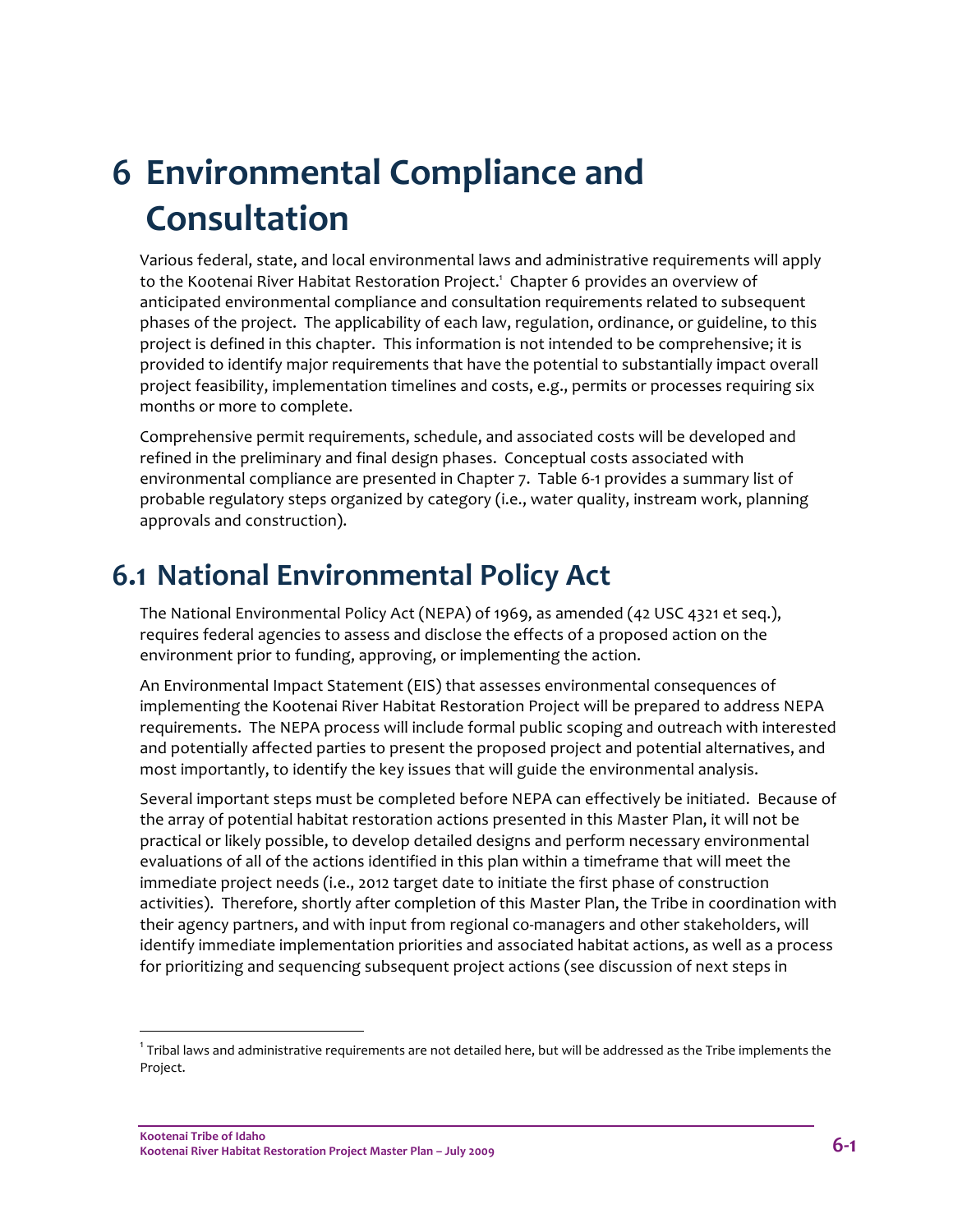# 6 Environmental Compliance and Consultation

Various federal, state, and local environmental laws and administrative requirements will apply to the Kootenai River Habitat Restoration Project.[1] Chapter 6 provides an overview of anticipated environmental compliance and consultation requirements related to subsequent phases of the project. The applicability of each law, regulation, ordinance, or guideline, to this project is defined in this chapter. This information is not intended to be comprehensive; it is provided to identify major requirements that have the potential to substantially impact overall project feasibility, implementation timelines and costs, e.g., permits or processes requiring six months or more to complete.

Comprehensive permit requirements, schedule, and associated costs will be developed and refined in the preliminary and final design phases. Conceptual costs associated with environmental compliance are presented in Chapter 7. Table 6-1 provides a summary list of probable regulatory steps organized by category (i.e., water quality, instream work, planning approvals and construction).

## 6.1 National Environmental Policy Act

The National Environmental Policy Act (NEPA) of 1969, as amended (42 USC 4321 et seq.), requires federal agencies to assess and disclose the effects of a proposed action on the environment prior to funding, approving, or implementing the action.

An Environmental Impact Statement (EIS) that assesses environmental consequences of implementing the Kootenai River Habitat Restoration Project will be prepared to address NEPA requirements. The NEPA process will include formal public scoping and outreach with interested and potentially affected parties to present the proposed project and potential alternatives, and most importantly, to identify the key issues that will guide the environmental analysis.

Several important steps must be completed before NEPA can effectively be initiated. Because of the array of potential habitat restoration actions presented in this Master Plan, it will not be practical or likely possible, to develop detailed designs and perform necessary environmental evaluations of all of the actions identified in this plan within a timeframe that will meet the immediate project needs (i.e., 2012 target date to initiate the first phase of construction activities). Therefore, shortly after completion of this Master Plan, the Tribe in coordination with their agency partners, and with input from regional co-managers and other stakeholders, will identify immediate implementation priorities and associated habitat actions, as well as a process for prioritizing and sequencing subsequent project actions (see discussion of next steps in

[1] Tribal laws and administrative requirements are not detailed here, but will be addressed as the Tribe implements the Project.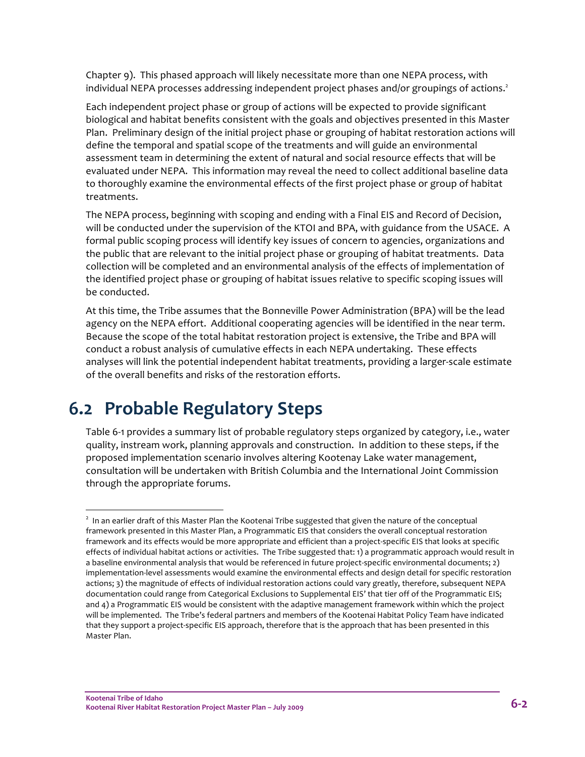Chapter 9). This phased approach will likely necessitate more than one NEPA process, with individual NEPA processes addressing independent project phases and/or groupings of actions.[2]

Each independent project phase or group of actions will be expected to provide significant biological and habitat benefits consistent with the goals and objectives presented in this Master Plan. Preliminary design of the initial project phase or grouping of habitat restoration actions will define the temporal and spatial scope of the treatments and will guide an environmental assessment team in determining the extent of natural and social resource effects that will be evaluated under NEPA. This information may reveal the need to collect additional baseline data to thoroughly examine the environmental effects of the first project phase or group of habitat treatments.

The NEPA process, beginning with scoping and ending with a Final EIS and Record of Decision, will be conducted under the supervision of the KTOI and BPA, with guidance from the USACE. A formal public scoping process will identify key issues of concern to agencies, organizations and the public that are relevant to the initial project phase or grouping of habitat treatments. Data collection will be completed and an environmental analysis of the effects of implementation of the identified project phase or grouping of habitat issues relative to specific scoping issues will be conducted.

At this time, the Tribe assumes that the Bonneville Power Administration (BPA) will be the lead agency on the NEPA effort. Additional cooperating agencies will be identified in the near term. Because the scope of the total habitat restoration project is extensive, the Tribe and BPA will conduct a robust analysis of cumulative effects in each NEPA undertaking. These effects analyses will link the potential independent habitat treatments, providing a larger-scale estimate of the overall benefits and risks of the restoration efforts.

## 6.2 Probable Regulatory Steps

Table 6-1 provides a summary list of probable regulatory steps organized by category, i.e., water quality, instream work, planning approvals and construction. In addition to these steps, if the proposed implementation scenario involves altering Kootenay Lake water management, consultation will be undertaken with British Columbia and the International Joint Commission through the appropriate forums.

[2] In an earlier draft of this Master Plan the Kootenai Tribe suggested that given the nature of the conceptual framework presented in this Master Plan, a Programmatic EIS that considers the overall conceptual restoration framework and its effects would be more appropriate and efficient than a project-specific EIS that looks at specific effects of individual habitat actions or activities. The Tribe suggested that: 1) a programmatic approach would result in a baseline environmental analysis that would be referenced in future project-specific environmental documents; 2) implementation-level assessments would examine the environmental effects and design detail for specific restoration actions; 3) the magnitude of effects of individual restoration actions could vary greatly, therefore, subsequent NEPA documentation could range from Categorical Exclusions to Supplemental EIS' that tier off of the Programmatic EIS; and 4) a Programmatic EIS would be consistent with the adaptive management framework within which the project will be implemented. The Tribe's federal partners and members of the Kootenai Habitat Policy Team have indicated that they support a project-specific EIS approach, therefore that is the approach that has been presented in this Master Plan.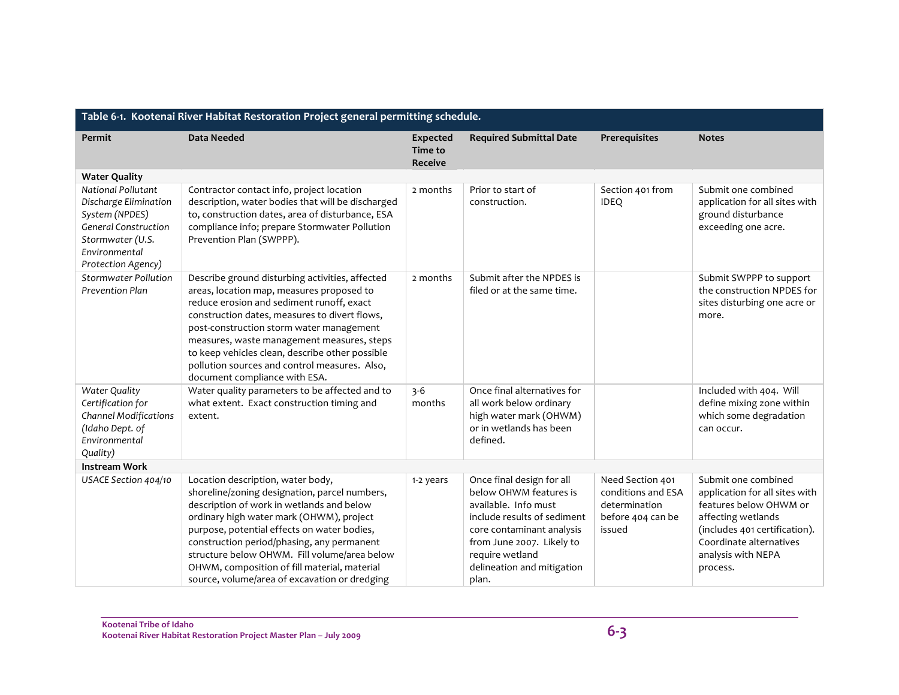Table 6-1. Kootenai River Habitat Restoration Project general permitting schedule.

| Permit | Data Needed | Expected Time to Receive | Required Submittal Date | Prerequisites | Notes |
|---|---|---|---|---|---|
| **Water Quality** | | | | | |
| *National Pollutant Discharge Elimination System (NPDES) General Construction Stormwater (U.S. Environmental Protection Agency)* | Contractor contact info, project location description, water bodies that will be discharged to, construction dates, area of disturbance, ESA compliance info; prepare Stormwater Pollution Prevention Plan (SWPPP). | 2 months | Prior to start of construction. | Section 401 from IDEQ | Submit one combined application for all sites with ground disturbance exceeding one acre. |
| *Stormwater Pollution Prevention Plan* | Describe ground disturbing activities, affected areas, location map, measures proposed to reduce erosion and sediment runoff, exact construction dates, measures to divert flows, post-construction storm water management measures, waste management measures, steps to keep vehicles clean, describe other possible pollution sources and control measures. Also, document compliance with ESA. | 2 months | Submit after the NPDES is filed or at the same time. | | Submit SWPPP to support the construction NPDES for sites disturbing one acre or more. |
| *Water Quality Certification for Channel Modifications (Idaho Dept. of Environmental Quality)* | Water quality parameters to be affected and to what extent. Exact construction timing and extent. | 3-6 months | Once final alternatives for all work below ordinary high water mark (OHWM) or in wetlands has been defined. | | Included with 404. Will define mixing zone within which some degradation can occur. |
| **Instream Work** | | | | | |
| *USACE Section 404/10* | Location description, water body, shoreline/zoning designation, parcel numbers, description of work in wetlands and below ordinary high water mark (OHWM), project purpose, potential effects on water bodies, construction period/phasing, any permanent structure below OHWM. Fill volume/area below OHWM, composition of fill material, material source, volume/area of excavation or dredging | 1-2 years | Once final design for all below OHWM features is available. Info must include results of sediment core contaminant analysis from June 2007. Likely to require wetland delineation and mitigation plan. | Need Section 401 conditions and ESA determination before 404 can be issued | Submit one combined application for all sites with features below OHWM or affecting wetlands (includes 401 certification). Coordinate alternatives analysis with NEPA process. |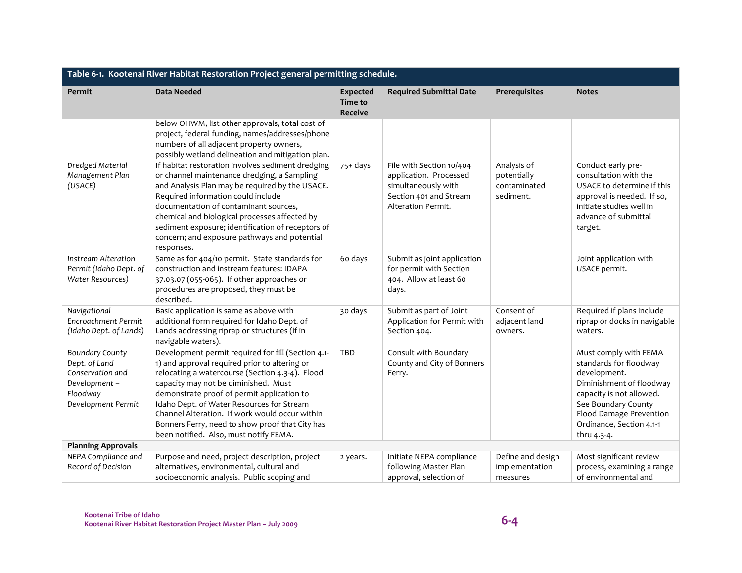| Table 6-1. Kootenai River Habitat Restoration Project general permitting schedule. | | | | | |
|---|---|---|---|---|---|
| **Permit** | **Data Needed** | **Expected Time to Receive** | **Required Submittal Date** | **Prerequisites** | **Notes** |
| | below OHWM, list other approvals, total cost of project, federal funding, names/addresses/phone numbers of all adjacent property owners, possibly wetland delineation and mitigation plan. | | | | |
| *Dredged Material Management Plan (USACE)* | If habitat restoration involves sediment dredging or channel maintenance dredging, a Sampling and Analysis Plan may be required by the USACE. Required information could include documentation of contaminant sources, chemical and biological processes affected by sediment exposure; identification of receptors of concern; and exposure pathways and potential responses. | 75+ days | File with Section 10/404 application. Processed simultaneously with Section 401 and Stream Alteration Permit. | Analysis of potentially contaminated sediment. | Conduct early pre-consultation with the USACE to determine if this approval is needed. If so, initiate studies well in advance of submittal target. |
| *Instream Alteration Permit (Idaho Dept. of Water Resources)* | Same as for 404/10 permit. State standards for construction and instream features: IDAPA 37.03.07 (055-065). If other approaches or procedures are proposed, they must be described. | 60 days | Submit as joint application for permit with Section 404. Allow at least 60 days. | | Joint application with *USACE* permit. |
| *Navigational Encroachment Permit (Idaho Dept. of Lands)* | Basic application is same as above with additional form required for Idaho Dept. of Lands addressing riprap or structures (if in navigable waters). | 30 days | Submit as part of Joint Application for Permit with Section 404. | Consent of adjacent land owners. | Required if plans include riprap or docks in navigable waters. |
| *Boundary County Dept. of Land Conservation and Development – Floodway Development Permit* | Development permit required for fill (Section 4.1-1) and approval required prior to altering or relocating a watercourse (Section 4.3-4). Flood capacity may not be diminished. Must demonstrate proof of permit application to Idaho Dept. of Water Resources for Stream Channel Alteration. If work would occur within Bonners Ferry, need to show proof that City has been notified. Also, must notify FEMA. | TBD | Consult with Boundary County and City of Bonners Ferry. | | Must comply with FEMA standards for floodway development. Diminishment of floodway capacity is not allowed. See Boundary County Flood Damage Prevention Ordinance, Section 4.1-1 thru 4.3-4. |
| **Planning Approvals** | | | | | |
| *NEPA Compliance and Record of Decision* | Purpose and need, project description, project alternatives, environmental, cultural and socioeconomic analysis. Public scoping and | 2 years. | Initiate NEPA compliance following Master Plan approval, selection of | Define and design implementation measures | Most significant review process, examining a range of environmental and |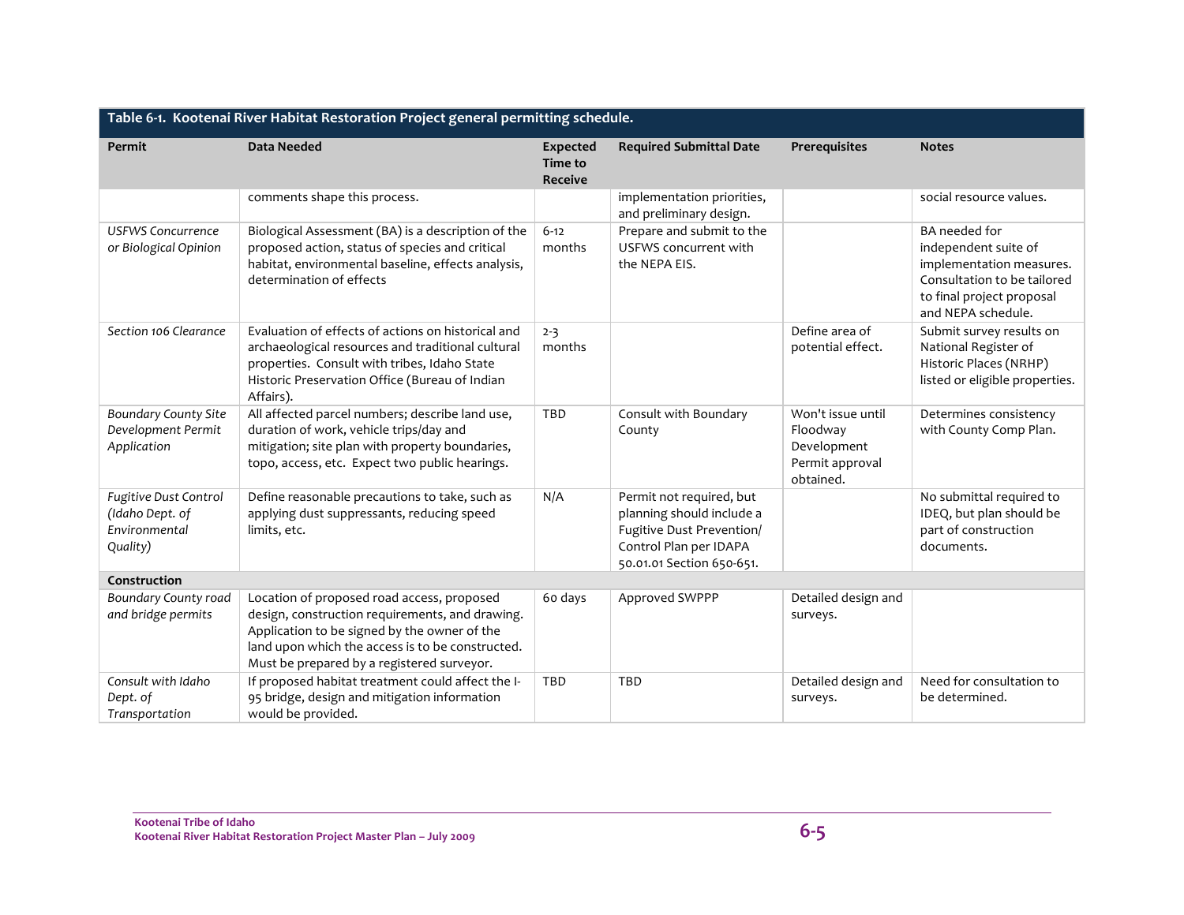| Table 6-1. Kootenai River Habitat Restoration Project general permitting schedule. | | | | | |
|---|---|---|---|---|---|
| **Permit** | **Data Needed** | **Expected Time to Receive** | **Required Submittal Date** | **Prerequisites** | **Notes** |
| | comments shape this process. | | implementation priorities, and preliminary design. | | social resource values. |
| *USFWS Concurrence or Biological Opinion* | Biological Assessment (BA) is a description of the proposed action, status of species and critical habitat, environmental baseline, effects analysis, determination of effects | 6-12 months | Prepare and submit to the USFWS concurrent with the NEPA EIS. | | BA needed for independent suite of implementation measures. Consultation to be tailored to final project proposal and NEPA schedule. |
| *Section 106 Clearance* | Evaluation of effects of actions on historical and archaeological resources and traditional cultural properties. Consult with tribes, Idaho State Historic Preservation Office (Bureau of Indian Affairs). | 2-3 months | | Define area of potential effect. | Submit survey results on National Register of Historic Places (NRHP) listed or eligible properties. |
| *Boundary County Site Development Permit Application* | All affected parcel numbers; describe land use, duration of work, vehicle trips/day and mitigation; site plan with property boundaries, topo, access, etc. Expect two public hearings. | TBD | Consult with Boundary County | Won't issue until Floodway Development Permit approval obtained. | Determines consistency with County Comp Plan. |
| *Fugitive Dust Control (Idaho Dept. of Environmental Quality)* | Define reasonable precautions to take, such as applying dust suppressants, reducing speed limits, etc. | N/A | Permit not required, but planning should include a Fugitive Dust Prevention/ Control Plan per IDAPA 50.01.01 Section 650-651. | | No submittal required to IDEQ, but plan should be part of construction documents. |
| **Construction** | | | | | |
| *Boundary County road and bridge permits* | Location of proposed road access, proposed design, construction requirements, and drawing. Application to be signed by the owner of the land upon which the access is to be constructed. Must be prepared by a registered surveyor. | 60 days | Approved SWPPP | Detailed design and surveys. | |
| *Consult with Idaho Dept. of Transportation* | If proposed habitat treatment could affect the I-95 bridge, design and mitigation information would be provided. | TBD | TBD | Detailed design and surveys. | Need for consultation to be determined. |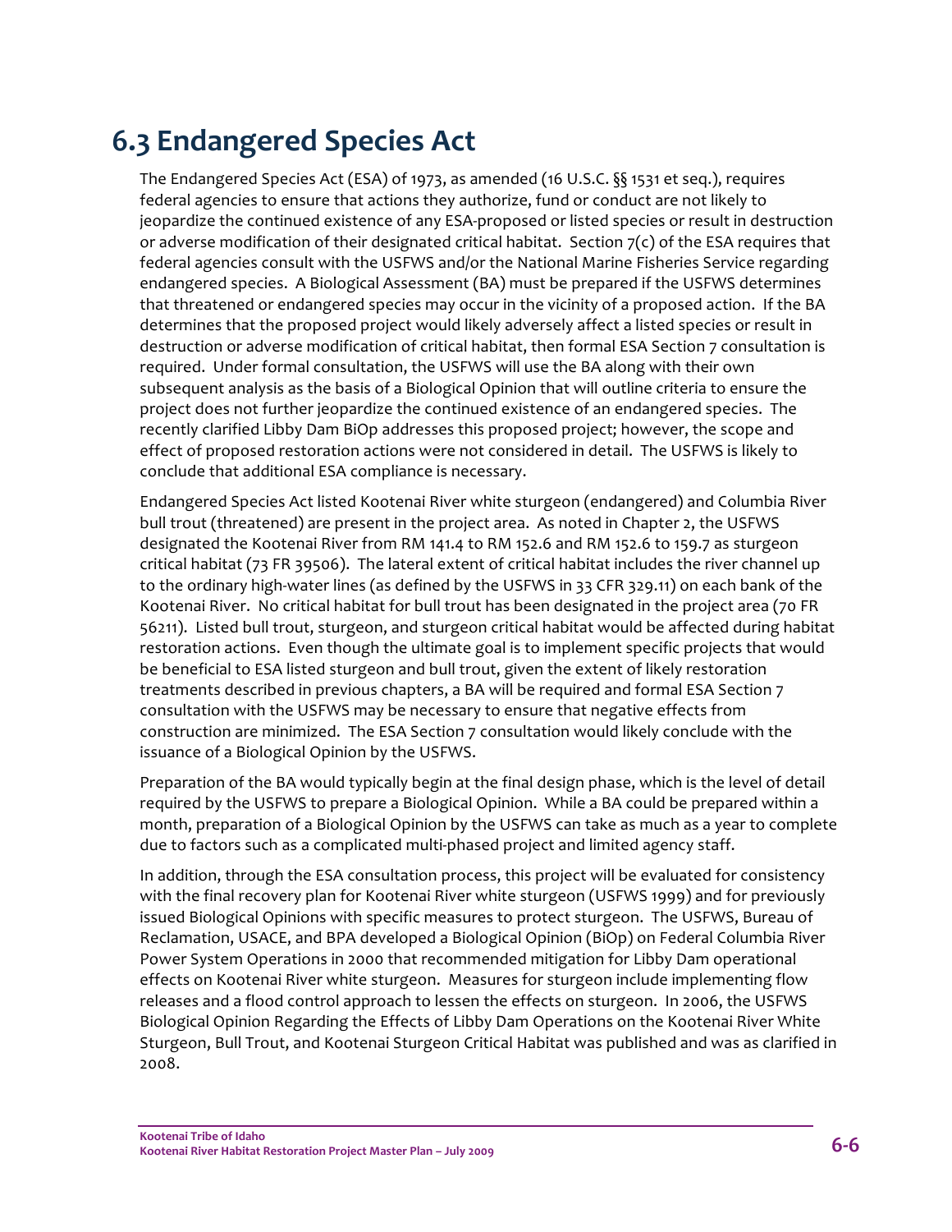## 6.3 Endangered Species Act

The Endangered Species Act (ESA) of 1973, as amended (16 U.S.C. §§ 1531 et seq.), requires federal agencies to ensure that actions they authorize, fund or conduct are not likely to jeopardize the continued existence of any ESA-proposed or listed species or result in destruction or adverse modification of their designated critical habitat. Section 7(c) of the ESA requires that federal agencies consult with the USFWS and/or the National Marine Fisheries Service regarding endangered species. A Biological Assessment (BA) must be prepared if the USFWS determines that threatened or endangered species may occur in the vicinity of a proposed action. If the BA determines that the proposed project would likely adversely affect a listed species or result in destruction or adverse modification of critical habitat, then formal ESA Section 7 consultation is required. Under formal consultation, the USFWS will use the BA along with their own subsequent analysis as the basis of a Biological Opinion that will outline criteria to ensure the project does not further jeopardize the continued existence of an endangered species. The recently clarified Libby Dam BiOp addresses this proposed project; however, the scope and effect of proposed restoration actions were not considered in detail. The USFWS is likely to conclude that additional ESA compliance is necessary.

Endangered Species Act listed Kootenai River white sturgeon (endangered) and Columbia River bull trout (threatened) are present in the project area. As noted in Chapter 2, the USFWS designated the Kootenai River from RM 141.4 to RM 152.6 and RM 152.6 to 159.7 as sturgeon critical habitat (73 FR 39506). The lateral extent of critical habitat includes the river channel up to the ordinary high-water lines (as defined by the USFWS in 33 CFR 329.11) on each bank of the Kootenai River. No critical habitat for bull trout has been designated in the project area (70 FR 56211). Listed bull trout, sturgeon, and sturgeon critical habitat would be affected during habitat restoration actions. Even though the ultimate goal is to implement specific projects that would be beneficial to ESA listed sturgeon and bull trout, given the extent of likely restoration treatments described in previous chapters, a BA will be required and formal ESA Section 7 consultation with the USFWS may be necessary to ensure that negative effects from construction are minimized. The ESA Section 7 consultation would likely conclude with the issuance of a Biological Opinion by the USFWS.

Preparation of the BA would typically begin at the final design phase, which is the level of detail required by the USFWS to prepare a Biological Opinion. While a BA could be prepared within a month, preparation of a Biological Opinion by the USFWS can take as much as a year to complete due to factors such as a complicated multi-phased project and limited agency staff.

In addition, through the ESA consultation process, this project will be evaluated for consistency with the final recovery plan for Kootenai River white sturgeon (USFWS 1999) and for previously issued Biological Opinions with specific measures to protect sturgeon. The USFWS, Bureau of Reclamation, USACE, and BPA developed a Biological Opinion (BiOp) on Federal Columbia River Power System Operations in 2000 that recommended mitigation for Libby Dam operational effects on Kootenai River white sturgeon. Measures for sturgeon include implementing flow releases and a flood control approach to lessen the effects on sturgeon. In 2006, the USFWS Biological Opinion Regarding the Effects of Libby Dam Operations on the Kootenai River White Sturgeon, Bull Trout, and Kootenai Sturgeon Critical Habitat was published and was as clarified in 2008.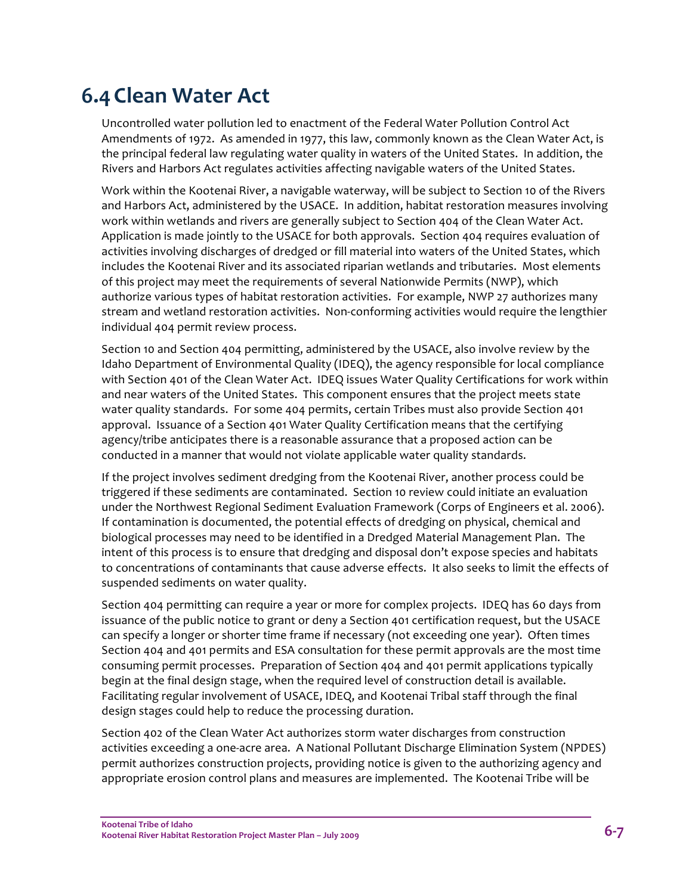## 6.4 Clean Water Act

Uncontrolled water pollution led to enactment of the Federal Water Pollution Control Act Amendments of 1972. As amended in 1977, this law, commonly known as the Clean Water Act, is the principal federal law regulating water quality in waters of the United States. In addition, the Rivers and Harbors Act regulates activities affecting navigable waters of the United States.

Work within the Kootenai River, a navigable waterway, will be subject to Section 10 of the Rivers and Harbors Act, administered by the USACE. In addition, habitat restoration measures involving work within wetlands and rivers are generally subject to Section 404 of the Clean Water Act. Application is made jointly to the USACE for both approvals. Section 404 requires evaluation of activities involving discharges of dredged or fill material into waters of the United States, which includes the Kootenai River and its associated riparian wetlands and tributaries. Most elements of this project may meet the requirements of several Nationwide Permits (NWP), which authorize various types of habitat restoration activities. For example, NWP 27 authorizes many stream and wetland restoration activities. Non-conforming activities would require the lengthier individual 404 permit review process.

Section 10 and Section 404 permitting, administered by the USACE, also involve review by the Idaho Department of Environmental Quality (IDEQ), the agency responsible for local compliance with Section 401 of the Clean Water Act. IDEQ issues Water Quality Certifications for work within and near waters of the United States. This component ensures that the project meets state water quality standards. For some 404 permits, certain Tribes must also provide Section 401 approval. Issuance of a Section 401 Water Quality Certification means that the certifying agency/tribe anticipates there is a reasonable assurance that a proposed action can be conducted in a manner that would not violate applicable water quality standards.

If the project involves sediment dredging from the Kootenai River, another process could be triggered if these sediments are contaminated. Section 10 review could initiate an evaluation under the Northwest Regional Sediment Evaluation Framework (Corps of Engineers et al. 2006). If contamination is documented, the potential effects of dredging on physical, chemical and biological processes may need to be identified in a Dredged Material Management Plan. The intent of this process is to ensure that dredging and disposal don't expose species and habitats to concentrations of contaminants that cause adverse effects. It also seeks to limit the effects of suspended sediments on water quality.

Section 404 permitting can require a year or more for complex projects. IDEQ has 60 days from issuance of the public notice to grant or deny a Section 401 certification request, but the USACE can specify a longer or shorter time frame if necessary (not exceeding one year). Often times Section 404 and 401 permits and ESA consultation for these permit approvals are the most time consuming permit processes. Preparation of Section 404 and 401 permit applications typically begin at the final design stage, when the required level of construction detail is available. Facilitating regular involvement of USACE, IDEQ, and Kootenai Tribal staff through the final design stages could help to reduce the processing duration.

Section 402 of the Clean Water Act authorizes storm water discharges from construction activities exceeding a one-acre area. A National Pollutant Discharge Elimination System (NPDES) permit authorizes construction projects, providing notice is given to the authorizing agency and appropriate erosion control plans and measures are implemented. The Kootenai Tribe will be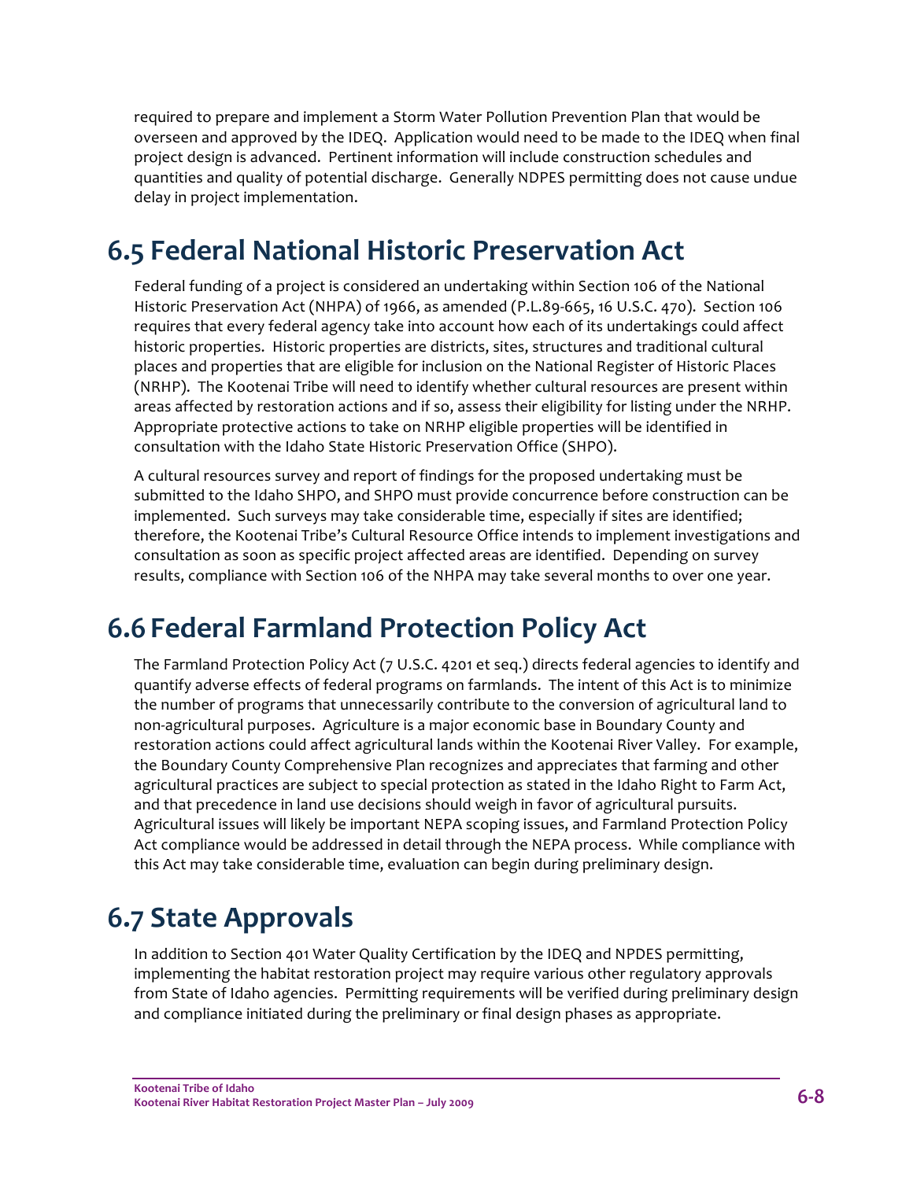required to prepare and implement a Storm Water Pollution Prevention Plan that would be overseen and approved by the IDEQ. Application would need to be made to the IDEQ when final project design is advanced. Pertinent information will include construction schedules and quantities and quality of potential discharge. Generally NDPES permitting does not cause undue delay in project implementation.

## 6.5 Federal National Historic Preservation Act

Federal funding of a project is considered an undertaking within Section 106 of the National Historic Preservation Act (NHPA) of 1966, as amended (P.L.89-665, 16 U.S.C. 470). Section 106 requires that every federal agency take into account how each of its undertakings could affect historic properties. Historic properties are districts, sites, structures and traditional cultural places and properties that are eligible for inclusion on the National Register of Historic Places (NRHP). The Kootenai Tribe will need to identify whether cultural resources are present within areas affected by restoration actions and if so, assess their eligibility for listing under the NRHP. Appropriate protective actions to take on NRHP eligible properties will be identified in consultation with the Idaho State Historic Preservation Office (SHPO).

A cultural resources survey and report of findings for the proposed undertaking must be submitted to the Idaho SHPO, and SHPO must provide concurrence before construction can be implemented. Such surveys may take considerable time, especially if sites are identified; therefore, the Kootenai Tribe's Cultural Resource Office intends to implement investigations and consultation as soon as specific project affected areas are identified. Depending on survey results, compliance with Section 106 of the NHPA may take several months to over one year.

## 6.6 Federal Farmland Protection Policy Act

The Farmland Protection Policy Act (7 U.S.C. 4201 et seq.) directs federal agencies to identify and quantify adverse effects of federal programs on farmlands. The intent of this Act is to minimize the number of programs that unnecessarily contribute to the conversion of agricultural land to non-agricultural purposes. Agriculture is a major economic base in Boundary County and restoration actions could affect agricultural lands within the Kootenai River Valley. For example, the Boundary County Comprehensive Plan recognizes and appreciates that farming and other agricultural practices are subject to special protection as stated in the Idaho Right to Farm Act, and that precedence in land use decisions should weigh in favor of agricultural pursuits. Agricultural issues will likely be important NEPA scoping issues, and Farmland Protection Policy Act compliance would be addressed in detail through the NEPA process. While compliance with this Act may take considerable time, evaluation can begin during preliminary design.

## 6.7 State Approvals

In addition to Section 401 Water Quality Certification by the IDEQ and NPDES permitting, implementing the habitat restoration project may require various other regulatory approvals from State of Idaho agencies. Permitting requirements will be verified during preliminary design and compliance initiated during the preliminary or final design phases as appropriate.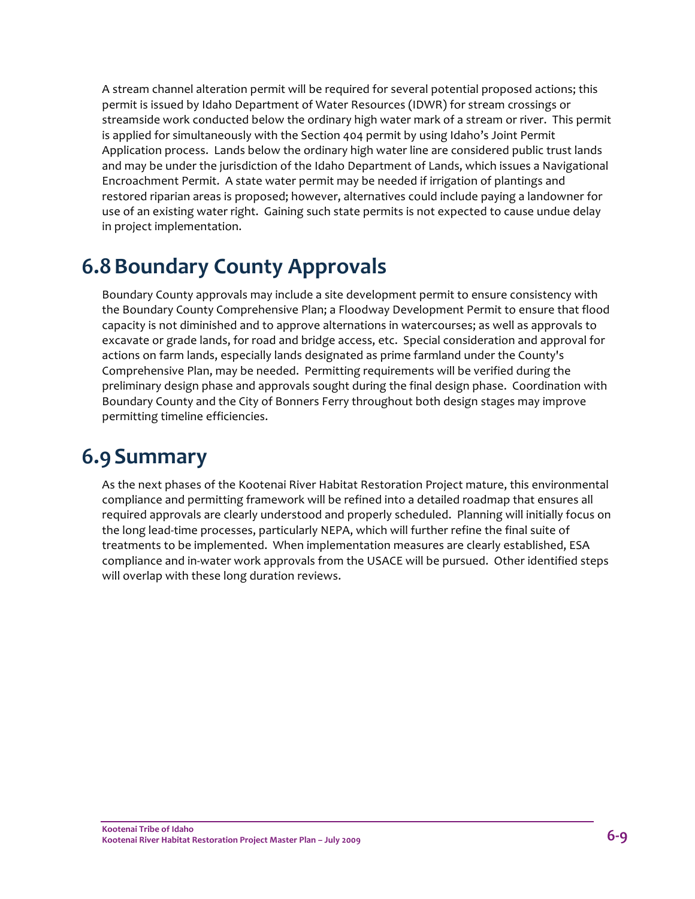A stream channel alteration permit will be required for several potential proposed actions; this permit is issued by Idaho Department of Water Resources (IDWR) for stream crossings or streamside work conducted below the ordinary high water mark of a stream or river. This permit is applied for simultaneously with the Section 404 permit by using Idaho's Joint Permit Application process. Lands below the ordinary high water line are considered public trust lands and may be under the jurisdiction of the Idaho Department of Lands, which issues a Navigational Encroachment Permit. A state water permit may be needed if irrigation of plantings and restored riparian areas is proposed; however, alternatives could include paying a landowner for use of an existing water right. Gaining such state permits is not expected to cause undue delay in project implementation.

## 6.8 Boundary County Approvals

Boundary County approvals may include a site development permit to ensure consistency with the Boundary County Comprehensive Plan; a Floodway Development Permit to ensure that flood capacity is not diminished and to approve alternations in watercourses; as well as approvals to excavate or grade lands, for road and bridge access, etc. Special consideration and approval for actions on farm lands, especially lands designated as prime farmland under the County's Comprehensive Plan, may be needed. Permitting requirements will be verified during the preliminary design phase and approvals sought during the final design phase. Coordination with Boundary County and the City of Bonners Ferry throughout both design stages may improve permitting timeline efficiencies.

## 6.9 Summary

As the next phases of the Kootenai River Habitat Restoration Project mature, this environmental compliance and permitting framework will be refined into a detailed roadmap that ensures all required approvals are clearly understood and properly scheduled. Planning will initially focus on the long lead-time processes, particularly NEPA, which will further refine the final suite of treatments to be implemented. When implementation measures are clearly established, ESA compliance and in-water work approvals from the USACE will be pursued. Other identified steps will overlap with these long duration reviews.